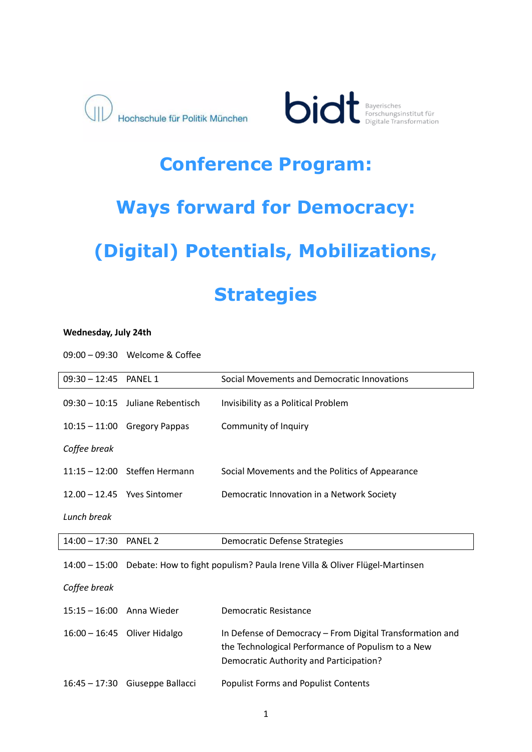Hochschule für Politik München

bidt Bayerisches Forschungsinstitut für Digitale Transformation

# Conference Program: Ways forward for Democracy: (Digital) Potentials, Mobilizations, Strategies

**Wednesday, July 24th**

09:00 – 09:30 Welcome & Coffee

| | | |
|---|---|---|
| 09:30 – 12:45 | PANEL 1 | Social Movements and Democratic Innovations |
| 09:30 – 10:15 | Juliane Rebentisch | Invisibility as a Political Problem |
| 10:15 – 11:00 | Gregory Pappas | Community of Inquiry |
| *Coffee break* | | |
| 11:15 – 12:00 | Steffen Hermann | Social Movements and the Politics of Appearance |
| 12.00 – 12.45 | Yves Sintomer | Democratic Innovation in a Network Society |
| *Lunch break* | | |
| 14:00 – 17:30 | PANEL 2 | Democratic Defense Strategies |
| 14:00 – 15:00 | Debate: How to fight populism? Paula Irene Villa & Oliver Flügel-Martinsen | |
| *Coffee break* | | |
| 15:15 – 16:00 | Anna Wieder | Democratic Resistance |
| 16:00 – 16:45 | Oliver Hidalgo | In Defense of Democracy – From Digital Transformation and the Technological Performance of Populism to a New Democratic Authority and Participation? |
| 16:45 – 17:30 | Giuseppe Ballacci | Populist Forms and Populist Contents |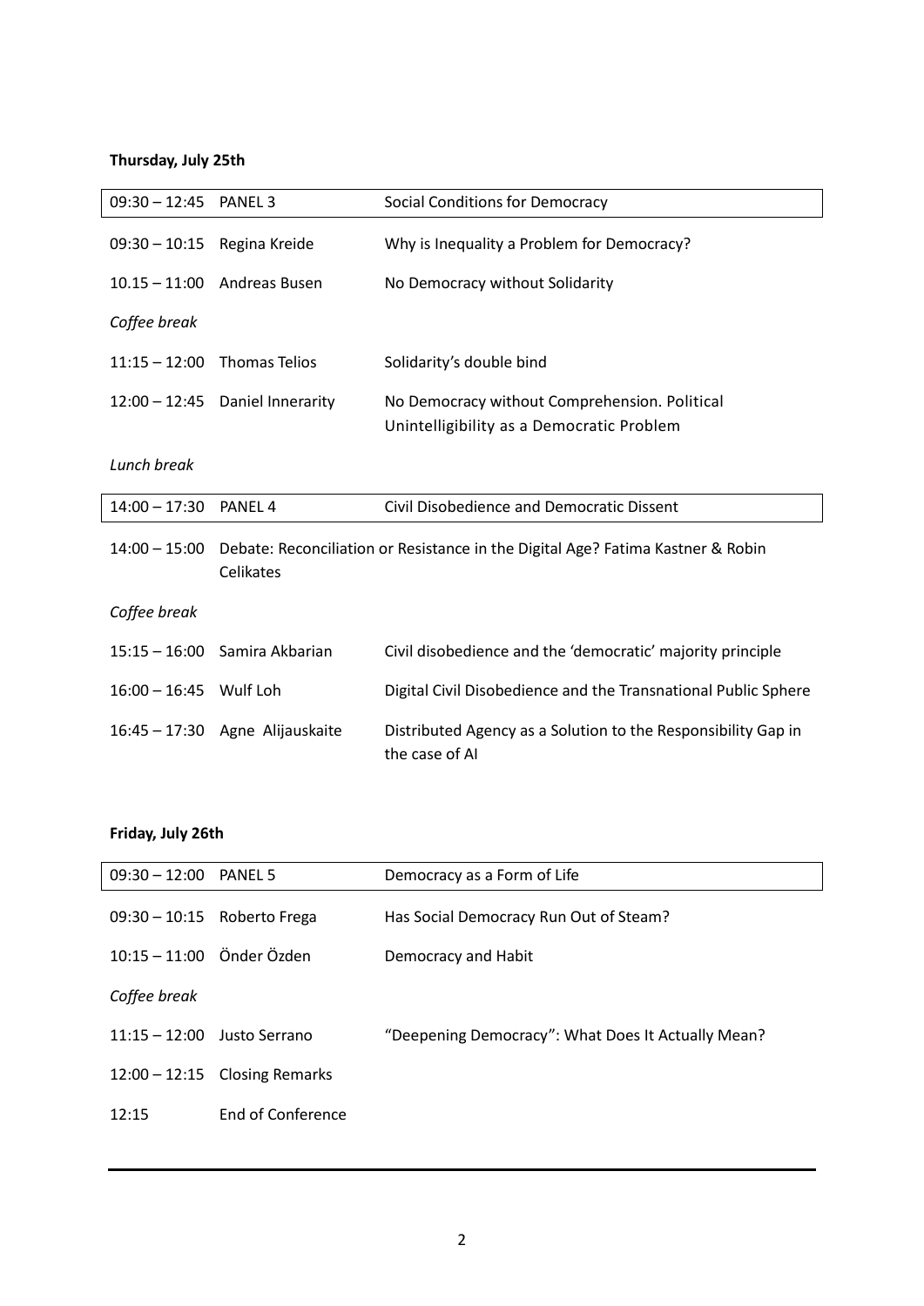**Thursday, July 25th**

| | | |
|---|---|---|
| 09:30 – 12:45 | PANEL 3 | Social Conditions for Democracy |
| 09:30 – 10:15 | Regina Kreide | Why is Inequality a Problem for Democracy? |
| 10.15 – 11:00 | Andreas Busen | No Democracy without Solidarity |
| *Coffee break* | | |
| 11:15 – 12:00 | Thomas Telios | Solidarity's double bind |
| 12:00 – 12:45 | Daniel Innerarity | No Democracy without Comprehension. Political Unintelligibility as a Democratic Problem |
| *Lunch break* | | |
| 14:00 – 17:30 | PANEL 4 | Civil Disobedience and Democratic Dissent |
| 14:00 – 15:00 | Debate: Reconciliation or Resistance in the Digital Age? Fatima Kastner & Robin Celikates | |
| *Coffee break* | | |
| 15:15 – 16:00 | Samira Akbarian | Civil disobedience and the 'democratic' majority principle |
| 16:00 – 16:45 | Wulf Loh | Digital Civil Disobedience and the Transnational Public Sphere |
| 16:45 – 17:30 | Agne Alijauskaite | Distributed Agency as a Solution to the Responsibility Gap in the case of AI |

**Friday, July 26th**

| | | |
|---|---|---|
| 09:30 – 12:00 | PANEL 5 | Democracy as a Form of Life |
| 09:30 – 10:15 | Roberto Frega | Has Social Democracy Run Out of Steam? |
| 10:15 – 11:00 | Önder Özden | Democracy and Habit |
| *Coffee break* | | |
| 11:15 – 12:00 | Justo Serrano | "Deepening Democracy": What Does It Actually Mean? |
| 12:00 – 12:15 | Closing Remarks | |
| 12:15 | End of Conference | |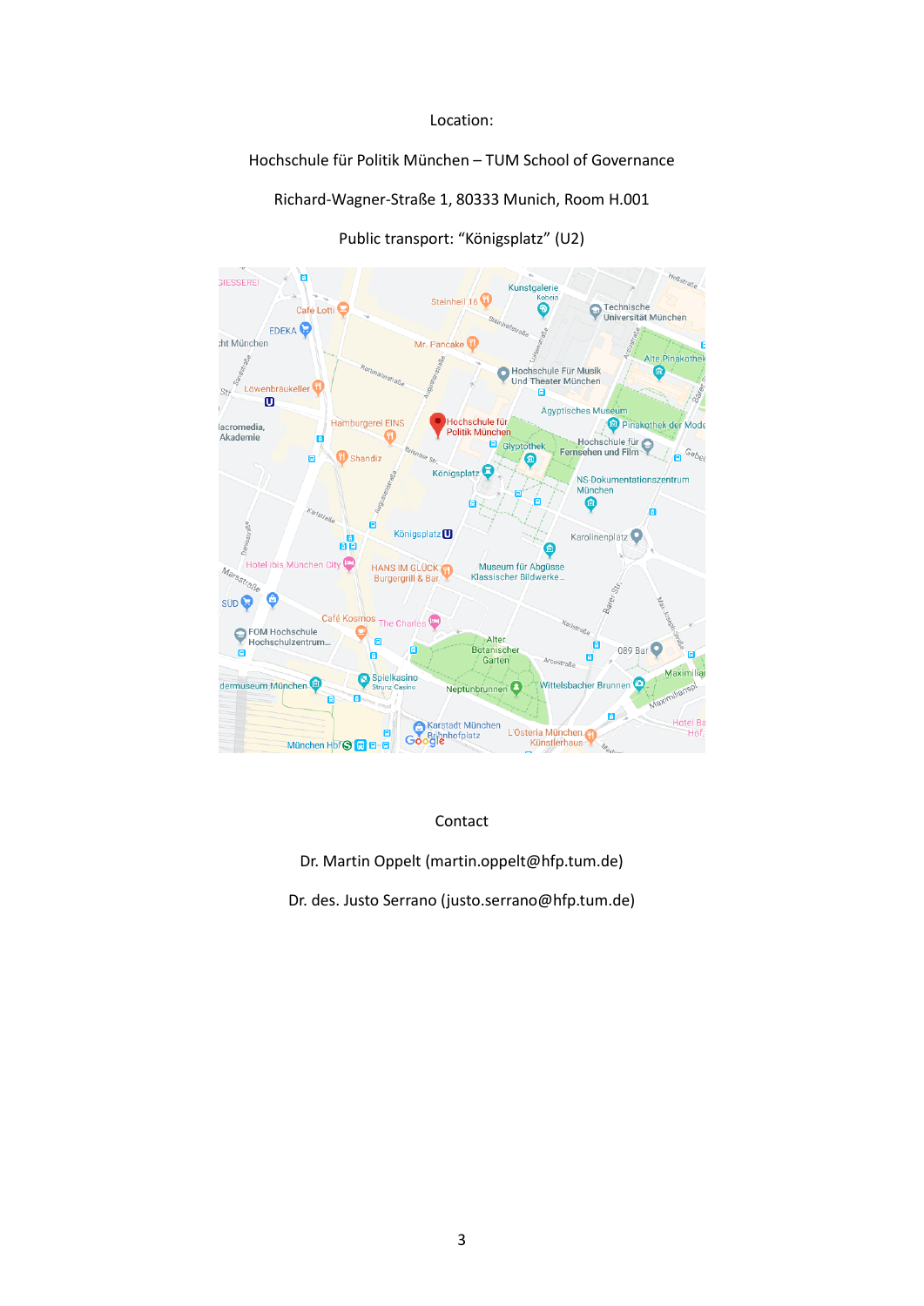Location:

Hochschule für Politik München – TUM School of Governance

Richard-Wagner-Straße 1, 80333 Munich, Room H.001

Public transport: “Königsplatz” (U2)

Contact

Dr. Martin Oppelt (martin.oppelt@hfp.tum.de)

Dr. des. Justo Serrano (justo.serrano@hfp.tum.de)